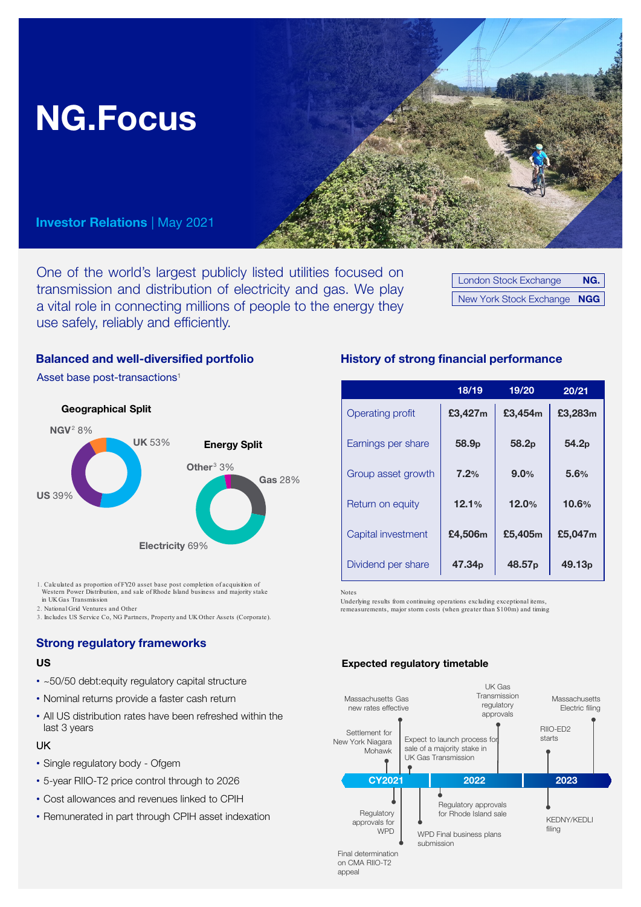# NG.Focus

**Investor Relations** | May 2021

One of the world's largest publicly listed utilities focused on transmission and distribution of electricity and gas. We play a vital role in connecting millions of people to the energy they use safely, reliably and efficiently.

| London Stock Exchange | **NG.** |
|---|---|
| New York Stock Exchange | **NGG** |

## Balanced and well-diversified portfolio

Asset base post-transactions[1]

**Geographical Split**

- **UK** 53%
- **US** 39%
- **NGV**[2] 8%

**Energy Split**

- **Electricity** 69%
- **Gas** 28%
- **Other**[3] 3%

1. Calculated as proportion of FY20 asset base post completion of acquisition of Western Power Distribution, and sale of Rhode Island business and majority stake in UK Gas Transmission
2. National Grid Ventures and Other
3. Includes US Service Co, NG Partners, Property and UK Other Assets (Corporate).

## History of strong financial performance

| | 18/19 | 19/20 | 20/21 |
|---|---|---|---|
| Operating profit | £3,427m | £3,454m | £3,283m |
| Earnings per share | 58.9p | 58.2p | 54.2p |
| Group asset growth | 7.2% | 9.0% | 5.6% |
| Return on equity | 12.1% | 12.0% | 10.6% |
| Capital investment | £4,506m | £5,405m | £5,047m |
| Dividend per share | 47.34p | 48.57p | 49.13p |

Notes
Underlying results from continuing operations excluding exceptional items, remeasurements, major storm costs (when greater than $100m) and timing

## Strong regulatory frameworks

### US

- ~50/50 debt:equity regulatory capital structure
- Nominal returns provide a faster cash return
- All US distribution rates have been refreshed within the last 3 years

### UK

- Single regulatory body - Ofgem
- 5-year RIIO-T2 price control through to 2026
- Cost allowances and revenues linked to CPIH
- Remunerated in part through CPIH asset indexation

### Expected regulatory timetable

**CY2021**
- Settlement for New York Niagara Mohawk
- Massachusetts Gas new rates effective
- Expect to launch process for sale of a majority stake in UK Gas Transmission
- Regulatory approvals for WPD
- Final determination on CMA RIIO-T2 appeal
- WPD Final business plans submission

**2022**
- Regulatory approvals for Rhode Island sale
- UK Gas Transmission regulatory approvals

**2023**
- RIIO-ED2 starts
- KEDNY/KEDLI filing
- Massachusetts Electric filing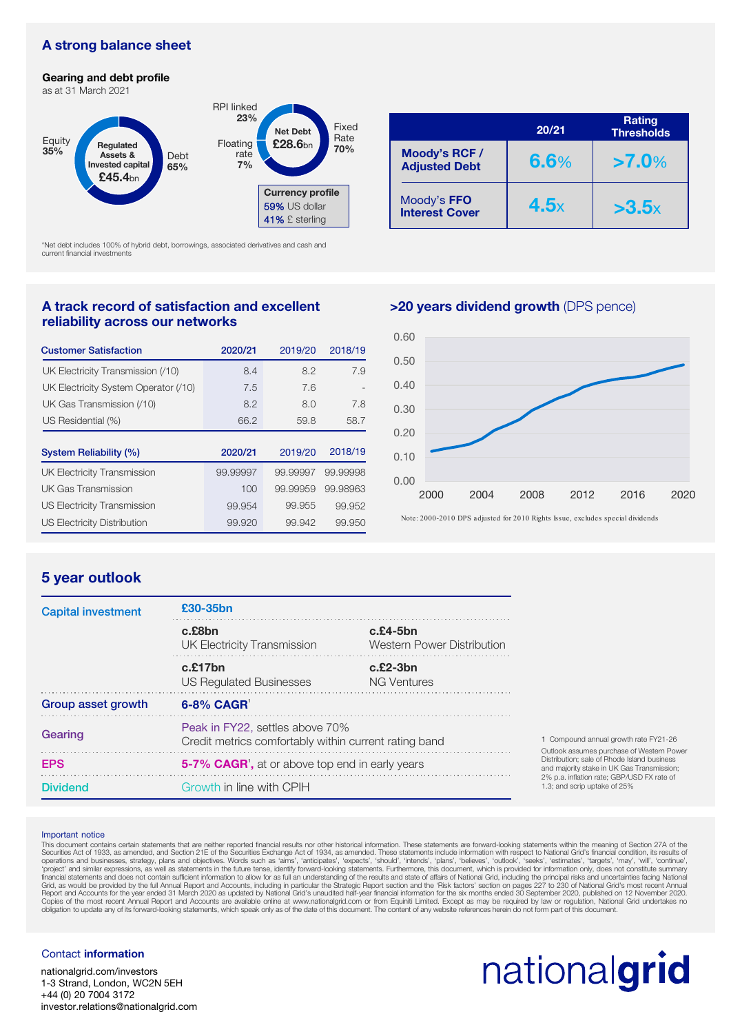## A strong balance sheet

### Gearing and debt profile

as at 31 March 2021

Equity
35%

Regulated Assets & Invested capital
£45.4bn

Debt
65%

RPI linked
23%

Floating rate
7%

Net Debt
£28.6bn

Fixed Rate
70%

Currency profile
59% US dollar
41% £ sterling

*Net debt includes 100% of hybrid debt, borrowings, associated derivatives and cash and current financial investments

| | 20/21 | Rating Thresholds |
|---|---|---|
| Moody's RCF / Adjusted Debt | 6.6% | >7.0% |
| Moody's FFO Interest Cover | 4.5x | >3.5x |

## A track record of satisfaction and excellent reliability across our networks

| Customer Satisfaction | 2020/21 | 2019/20 | 2018/19 |
|---|---|---|---|
| UK Electricity Transmission (/10) | 8.4 | 8.2 | 7.9 |
| UK Electricity System Operator (/10) | 7.5 | 7.6 | - |
| UK Gas Transmission (/10) | 8.2 | 8.0 | 7.8 |
| US Residential (%) | 66.2 | 59.8 | 58.7 |

| System Reliability (%) | 2020/21 | 2019/20 | 2018/19 |
|---|---|---|---|
| UK Electricity Transmission | 99.99997 | 99.99997 | 99.99998 |
| UK Gas Transmission | 100 | 99.99959 | 99.98963 |
| US Electricity Transmission | 99.954 | 99.955 | 99.952 |
| US Electricity Distribution | 99.920 | 99.942 | 99.950 |

## >20 years dividend growth (DPS pence)

0.60
0.50
0.40
0.30
0.20
0.10
0.00

2000 2004 2008 2012 2016 2020

Note: 2000-2010 DPS adjusted for 2010 Rights Issue, excludes special dividends

## 5 year outlook

| | | |
|---|---|---|
| Capital investment | £30-35bn | |
| | c.£8bn UK Electricity Transmission | c.£4-5bn Western Power Distribution |
| | c.£17bn US Regulated Businesses | c.£2-3bn NG Ventures |
| Group asset growth | 6-8% CAGR[1] | |
| Gearing | Peak in FY22, settles above 70%<br>Credit metrics comfortably within current rating band | |
| EPS | 5-7% CAGR[1], at or above top end in early years | |
| Dividend | Growth in line with CPIH | |

1 Compound annual growth rate FY21-26

Outlook assumes purchase of Western Power Distribution; sale of Rhode Island business and majority stake in UK Gas Transmission; 2% p.a. inflation rate; GBP/USD FX rate of 1.3; and scrip uptake of 25%

### Important notice

This document contains certain statements that are neither reported financial results nor other historical information. These statements are forward-looking statements within the meaning of Section 27A of the Securities Act of 1933, as amended, and Section 21E of the Securities Exchange Act of 1934, as amended. These statements include information with respect to National Grid's financial condition, its results of operations and businesses, strategy, plans and objectives. Words such as 'aims', 'anticipates', 'expects', 'should', 'intends', 'plans', 'believes', 'outlook', 'seeks', 'estimates', 'targets', 'may', 'will', 'continue', 'project' and similar expressions, as well as statements in the future tense, identify forward-looking statements. Furthermore, this document, which is provided for information only, does not constitute summary financial statements and does not contain sufficient information to allow for as full an understanding of the results and state of affairs of National Grid, including the principal risks and uncertainties facing National Grid, as would be provided by the full Annual Report and Accounts, including in particular the Strategic Report section and the 'Risk factors' section on pages 227 to 230 of National Grid's most recent Annual Report and Accounts for the year ended 31 March 2020 as updated by National Grid's unaudited half-year financial information for the six months ended 30 September 2020, published on 12 November 2020. Copies of the most recent Annual Report and Accounts are available online at www.nationalgrid.com or from Equiniti Limited. Except as may be required by law or regulation, National Grid undertakes no obligation to update any of its forward-looking statements, which speak only as of the date of this document. The content of any website references herein do not form part of this document.

### Contact information

nationalgrid.com/investors
1-3 Strand, London, WC2N 5EH
+44 (0) 20 7004 3172
investor.relations@nationalgrid.com

nationalgrid